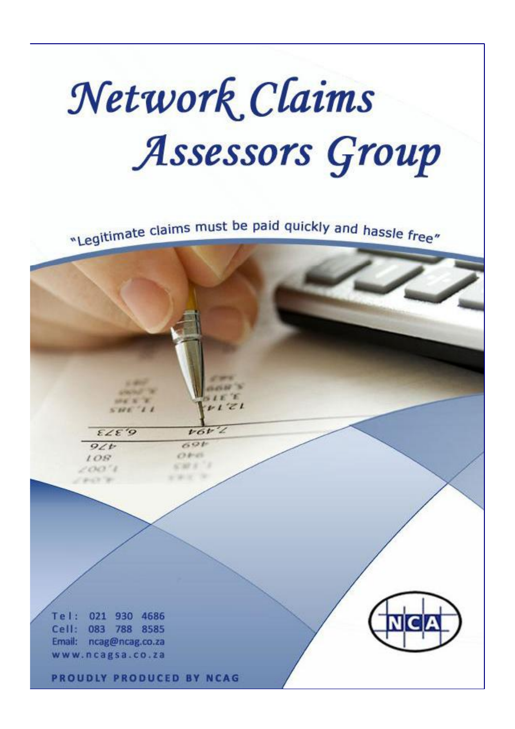# Network Claims Assessors Group

"Legitimate claims must be paid quickly and hassle free"

Tel: 021 930 4686
Cell: 083 788 8585
Email: ncag@ncag.co.za
www.ncagsa.co.za

NCA

PROUDLY PRODUCED BY NCAG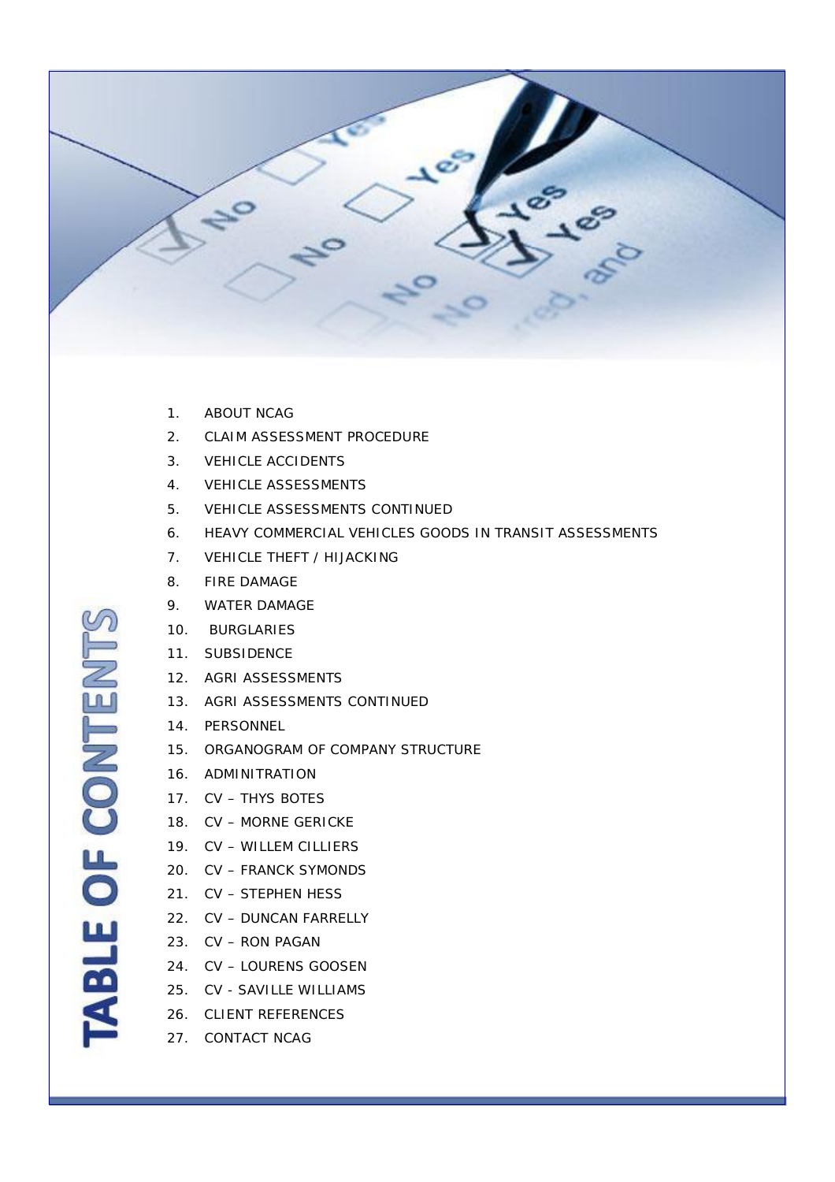# TABLE OF CONTENTS

1. ABOUT NCAG
2. CLAIM ASSESSMENT PROCEDURE
3. VEHICLE ACCIDENTS
4. VEHICLE ASSESSMENTS
5. VEHICLE ASSESSMENTS CONTINUED
6. HEAVY COMMERCIAL VEHICLES GOODS IN TRANSIT ASSESSMENTS
7. VEHICLE THEFT / HIJACKING
8. FIRE DAMAGE
9. WATER DAMAGE
10. BURGLARIES
11. SUBSIDENCE
12. AGRI ASSESSMENTS
13. AGRI ASSESSMENTS CONTINUED
14. PERSONNEL
15. ORGANOGRAM OF COMPANY STRUCTURE
16. ADMINITRATION
17. CV – THYS BOTES
18. CV – MORNE GERICKE
19. CV – WILLEM CILLIERS
20. CV – FRANCK SYMONDS
21. CV – STEPHEN HESS
22. CV – DUNCAN FARRELLY
23. CV – RON PAGAN
24. CV – LOURENS GOOSEN
25. CV - SAVILLE WILLIAMS
26. CLIENT REFERENCES
27. CONTACT NCAG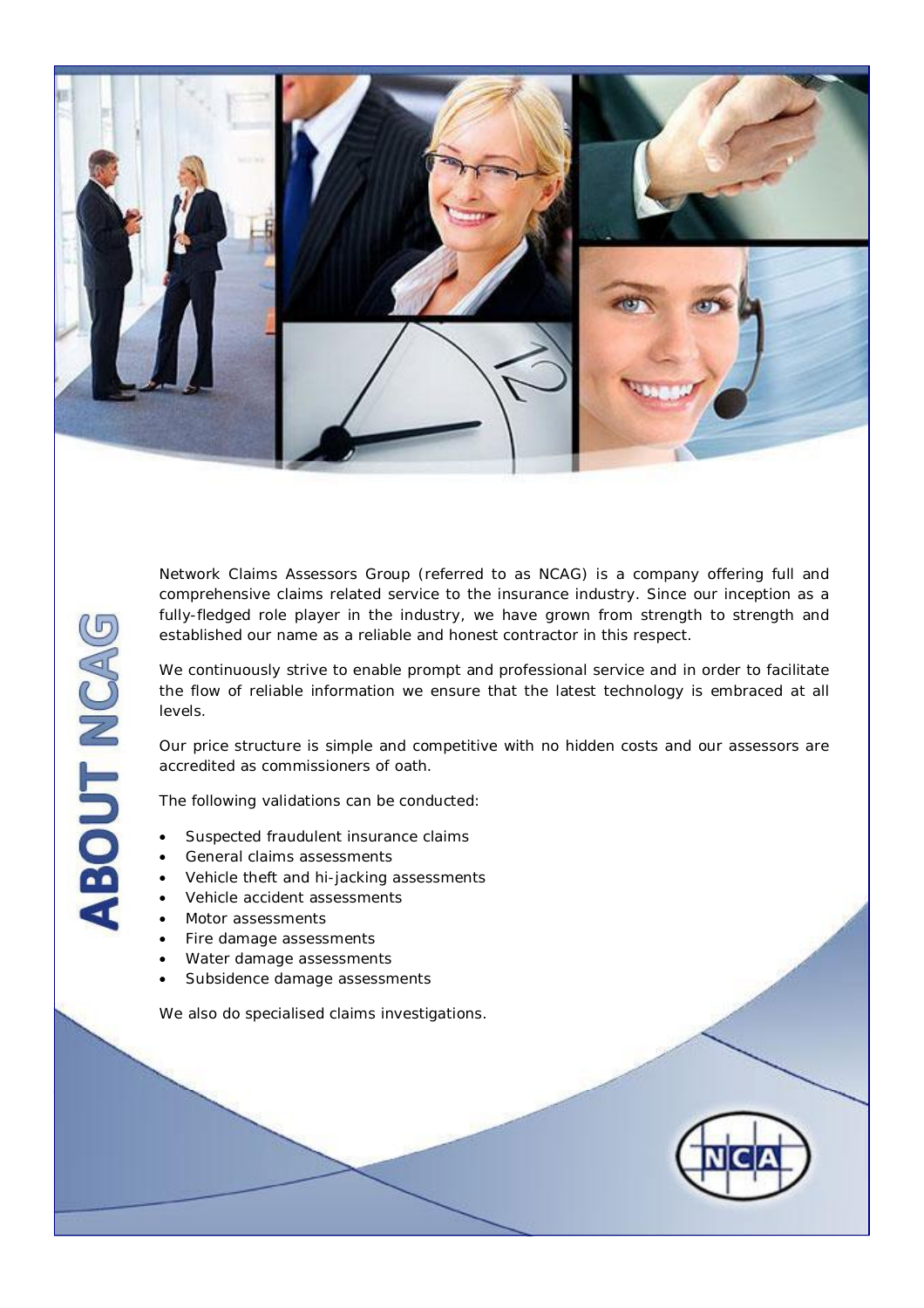# ABOUT NCAG

Network Claims Assessors Group (referred to as NCAG) is a company offering full and comprehensive claims related service to the insurance industry. Since our inception as a fully-fledged role player in the industry, we have grown from strength to strength and established our name as a reliable and honest contractor in this respect.

We continuously strive to enable prompt and professional service and in order to facilitate the flow of reliable information we ensure that the latest technology is embraced at all levels.

Our price structure is simple and competitive with no hidden costs and our assessors are accredited as commissioners of oath.

The following validations can be conducted:

- Suspected fraudulent insurance claims
- General claims assessments
- Vehicle theft and hi-jacking assessments
- Vehicle accident assessments
- Motor assessments
- Fire damage assessments
- Water damage assessments
- Subsidence damage assessments

We also do specialised claims investigations.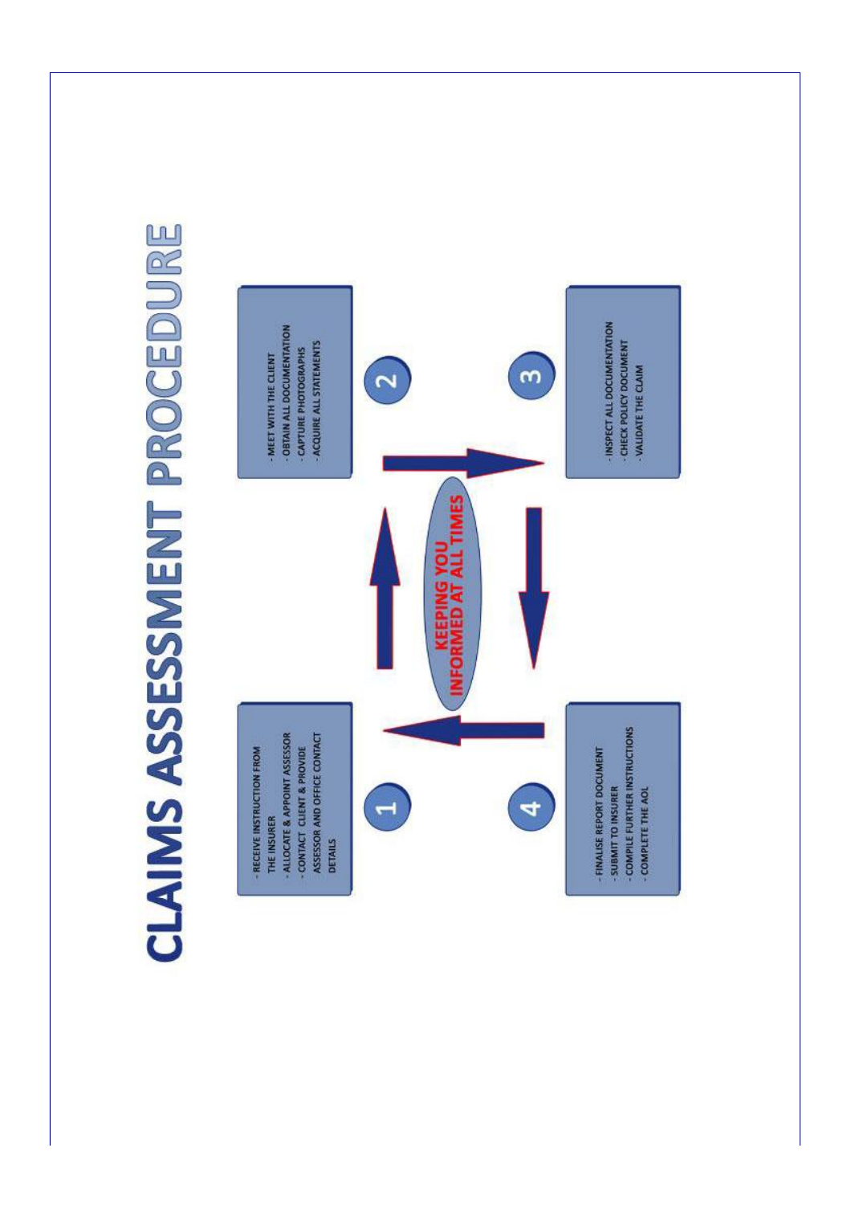# CLAIMS ASSESSMENT PROCEDURE

**1**

- RECEIVE INSTRUCTION FROM THE INSURER
- ALLOCATE & APPOINT ASSESSOR
- CONTACT CLIENT & PROVIDE ASSESSOR AND OFFICE CONTACT DETAILS

**2**

- MEET WITH THE CLIENT
- OBTAIN ALL DOCUMENTATION
- CAPTURE PHOTOGRAPHS
- ACQUIRE ALL STATEMENTS

**3**

- INSPECT ALL DOCUMENTATION
- CHECK POLICY DOCUMENT
- VALIDATE THE CLAIM

**4**

- FINALISE REPORT DOCUMENT
- SUBMIT TO INSURER
- COMPILE FURTHER INSTRUCTIONS
- COMPLETE THE AOL

KEEPING YOU INFORMED AT ALL TIMES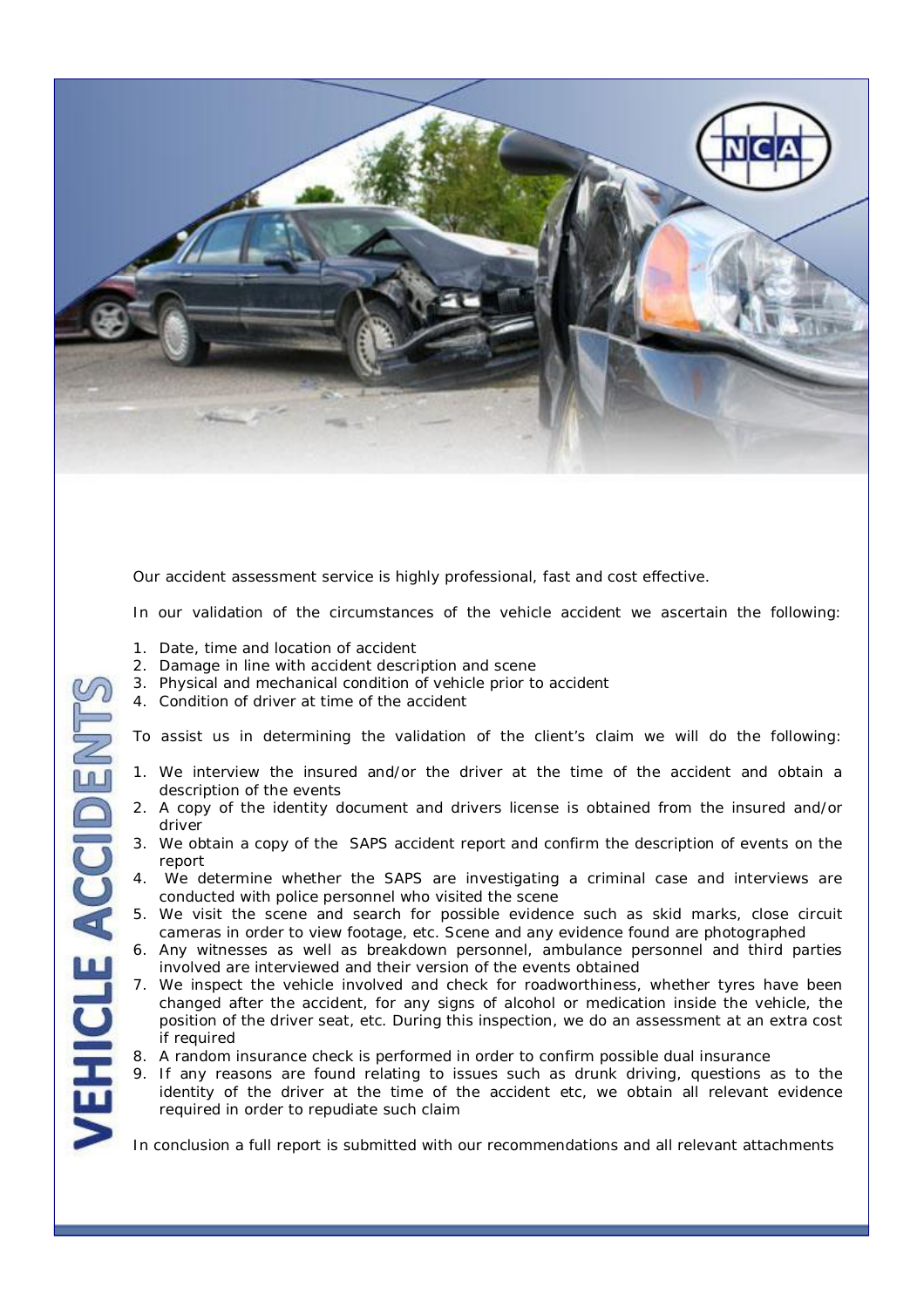# VEHICLE ACCIDENTS

Our accident assessment service is highly professional, fast and cost effective.

In our validation of the circumstances of the vehicle accident we ascertain the following:

1. Date, time and location of accident
2. Damage in line with accident description and scene
3. Physical and mechanical condition of vehicle prior to accident
4. Condition of driver at time of the accident

To assist us in determining the validation of the client's claim we will do the following:

1. We interview the insured and/or the driver at the time of the accident and obtain a description of the events
2. A copy of the identity document and drivers license is obtained from the insured and/or driver
3. We obtain a copy of the SAPS accident report and confirm the description of events on the report
4. We determine whether the SAPS are investigating a criminal case and interviews are conducted with police personnel who visited the scene
5. We visit the scene and search for possible evidence such as skid marks, close circuit cameras in order to view footage, etc. Scene and any evidence found are photographed
6. Any witnesses as well as breakdown personnel, ambulance personnel and third parties involved are interviewed and their version of the events obtained
7. We inspect the vehicle involved and check for roadworthiness, whether tyres have been changed after the accident, for any signs of alcohol or medication inside the vehicle, the position of the driver seat, etc. During this inspection, we do an assessment at an extra cost if required
8. A random insurance check is performed in order to confirm possible dual insurance
9. If any reasons are found relating to issues such as drunk driving, questions as to the identity of the driver at the time of the accident etc, we obtain all relevant evidence required in order to repudiate such claim

In conclusion a full report is submitted with our recommendations and all relevant attachments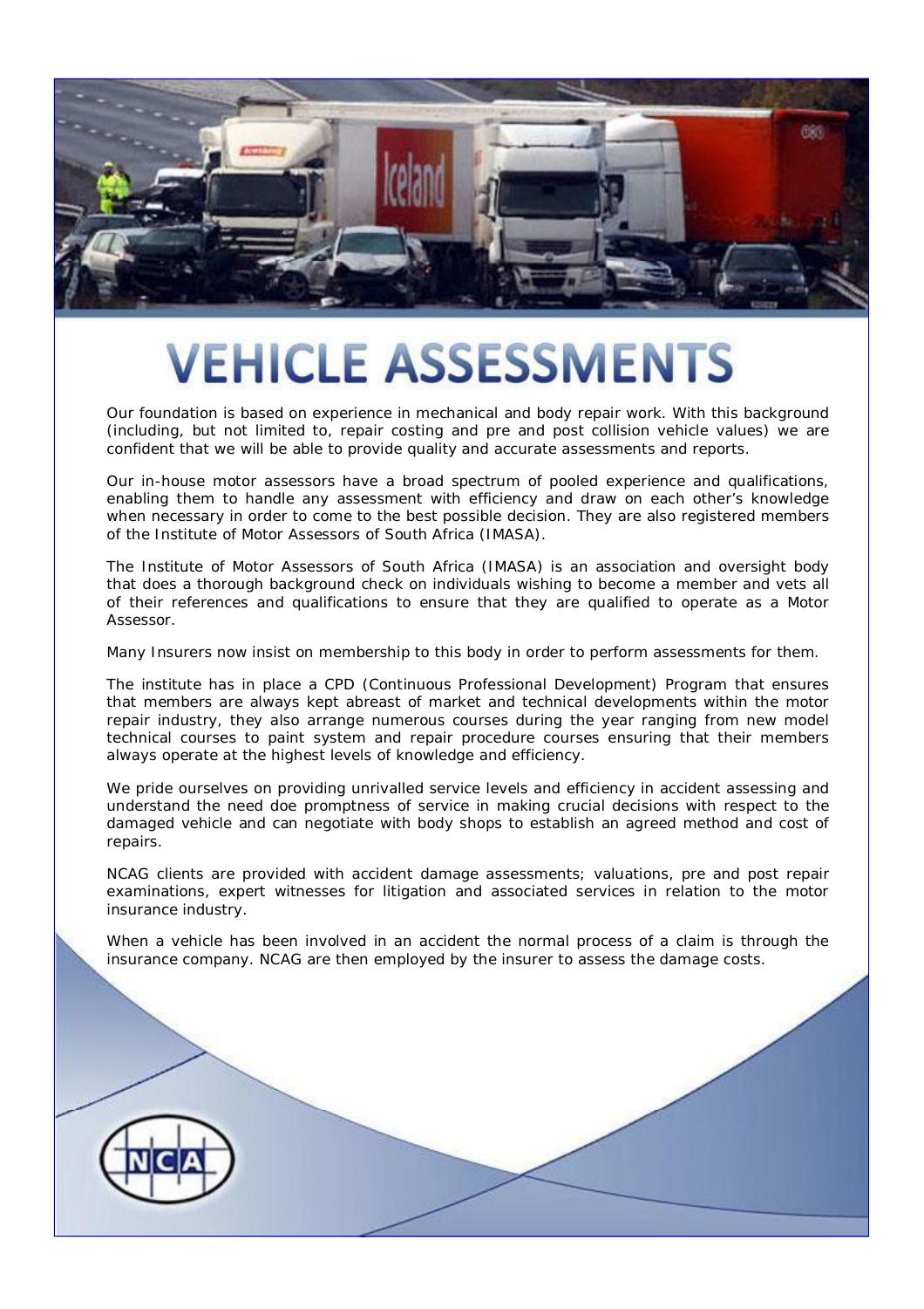# VEHICLE ASSESSMENTS

Our foundation is based on experience in mechanical and body repair work. With this background (including, but not limited to, repair costing and pre and post collision vehicle values) we are confident that we will be able to provide quality and accurate assessments and reports.

Our in-house motor assessors have a broad spectrum of pooled experience and qualifications, enabling them to handle any assessment with efficiency and draw on each other's knowledge when necessary in order to come to the best possible decision. They are also registered members of the Institute of Motor Assessors of South Africa (IMASA).

The Institute of Motor Assessors of South Africa (IMASA) is an association and oversight body that does a thorough background check on individuals wishing to become a member and vets all of their references and qualifications to ensure that they are qualified to operate as a Motor Assessor.

Many Insurers now insist on membership to this body in order to perform assessments for them.

The institute has in place a CPD (Continuous Professional Development) Program that ensures that members are always kept abreast of market and technical developments within the motor repair industry, they also arrange numerous courses during the year ranging from new model technical courses to paint system and repair procedure courses ensuring that their members always operate at the highest levels of knowledge and efficiency.

We pride ourselves on providing unrivalled service levels and efficiency in accident assessing and understand the need doe promptness of service in making crucial decisions with respect to the damaged vehicle and can negotiate with body shops to establish an agreed method and cost of repairs.

NCAG clients are provided with accident damage assessments; valuations, pre and post repair examinations, expert witnesses for litigation and associated services in relation to the motor insurance industry.

When a vehicle has been involved in an accident the normal process of a claim is through the insurance company. NCAG are then employed by the insurer to assess the damage costs.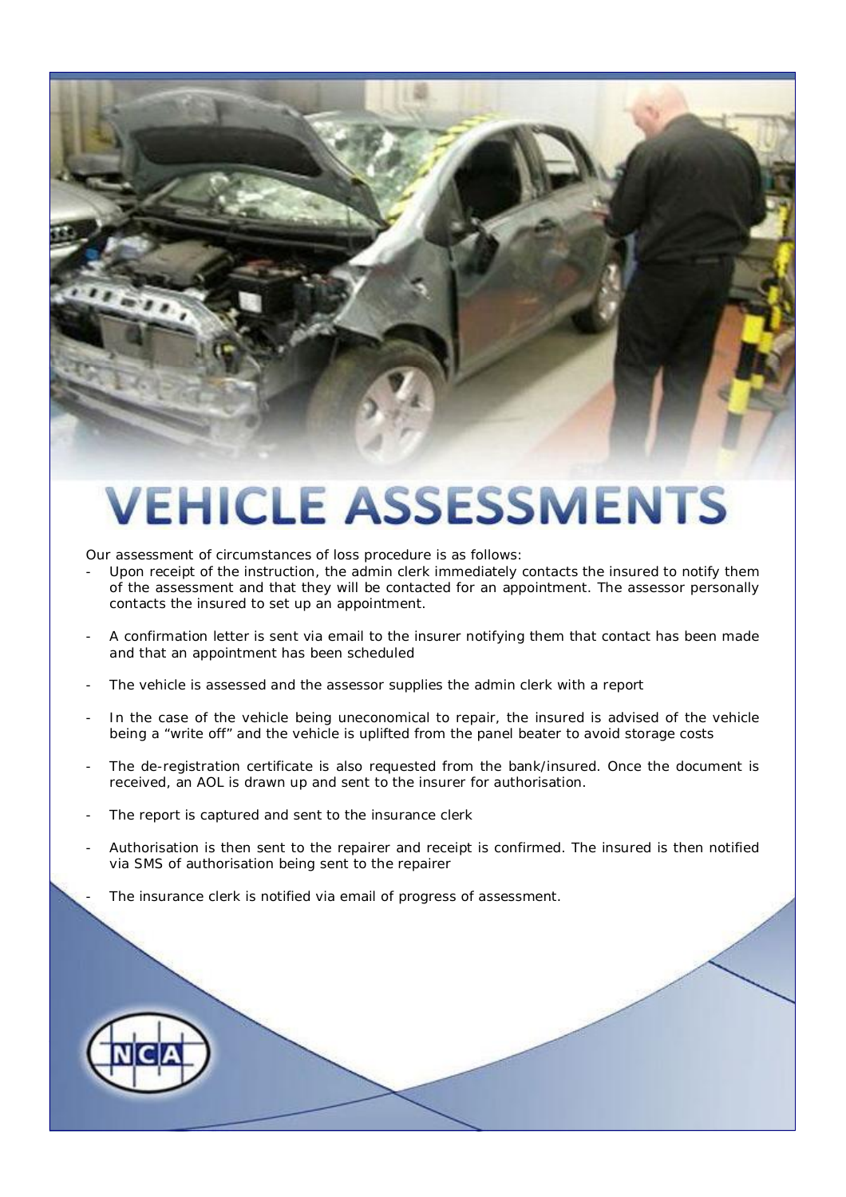# VEHICLE ASSESSMENTS

Our assessment of circumstances of loss procedure is as follows:

- Upon receipt of the instruction, the admin clerk immediately contacts the insured to notify them of the assessment and that they will be contacted for an appointment. The assessor personally contacts the insured to set up an appointment.

- A confirmation letter is sent via email to the insurer notifying them that contact has been made and that an appointment has been scheduled

- The vehicle is assessed and the assessor supplies the admin clerk with a report

- In the case of the vehicle being uneconomical to repair, the insured is advised of the vehicle being a "write off" and the vehicle is uplifted from the panel beater to avoid storage costs

- The de-registration certificate is also requested from the bank/insured. Once the document is received, an AOL is drawn up and sent to the insurer for authorisation.

- The report is captured and sent to the insurance clerk

- Authorisation is then sent to the repairer and receipt is confirmed. The insured is then notified via SMS of authorisation being sent to the repairer

- The insurance clerk is notified via email of progress of assessment.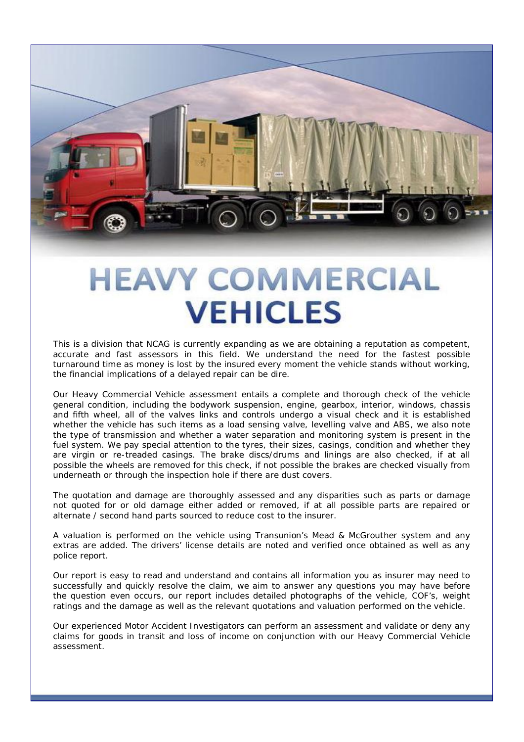# HEAVY COMMERCIAL VEHICLES

This is a division that NCAG is currently expanding as we are obtaining a reputation as competent, accurate and fast assessors in this field. We understand the need for the fastest possible turnaround time as money is lost by the insured every moment the vehicle stands without working, the financial implications of a delayed repair can be dire.

Our Heavy Commercial Vehicle assessment entails a complete and thorough check of the vehicle general condition, including the bodywork suspension, engine, gearbox, interior, windows, chassis and fifth wheel, all of the valves links and controls undergo a visual check and it is established whether the vehicle has such items as a load sensing valve, levelling valve and ABS, we also note the type of transmission and whether a water separation and monitoring system is present in the fuel system. We pay special attention to the tyres, their sizes, casings, condition and whether they are virgin or re-treaded casings. The brake discs/drums and linings are also checked, if at all possible the wheels are removed for this check, if not possible the brakes are checked visually from underneath or through the inspection hole if there are dust covers.

The quotation and damage are thoroughly assessed and any disparities such as parts or damage not quoted for or old damage either added or removed, if at all possible parts are repaired or alternate / second hand parts sourced to reduce cost to the insurer.

A valuation is performed on the vehicle using Transunion's Mead & McGrouther system and any extras are added. The drivers' license details are noted and verified once obtained as well as any police report.

Our report is easy to read and understand and contains all information you as insurer may need to successfully and quickly resolve the claim, we aim to answer any questions you may have before the question even occurs, our report includes detailed photographs of the vehicle, COF's, weight ratings and the damage as well as the relevant quotations and valuation performed on the vehicle.

Our experienced Motor Accident Investigators can perform an assessment and validate or deny any claims for goods in transit and loss of income on conjunction with our Heavy Commercial Vehicle assessment.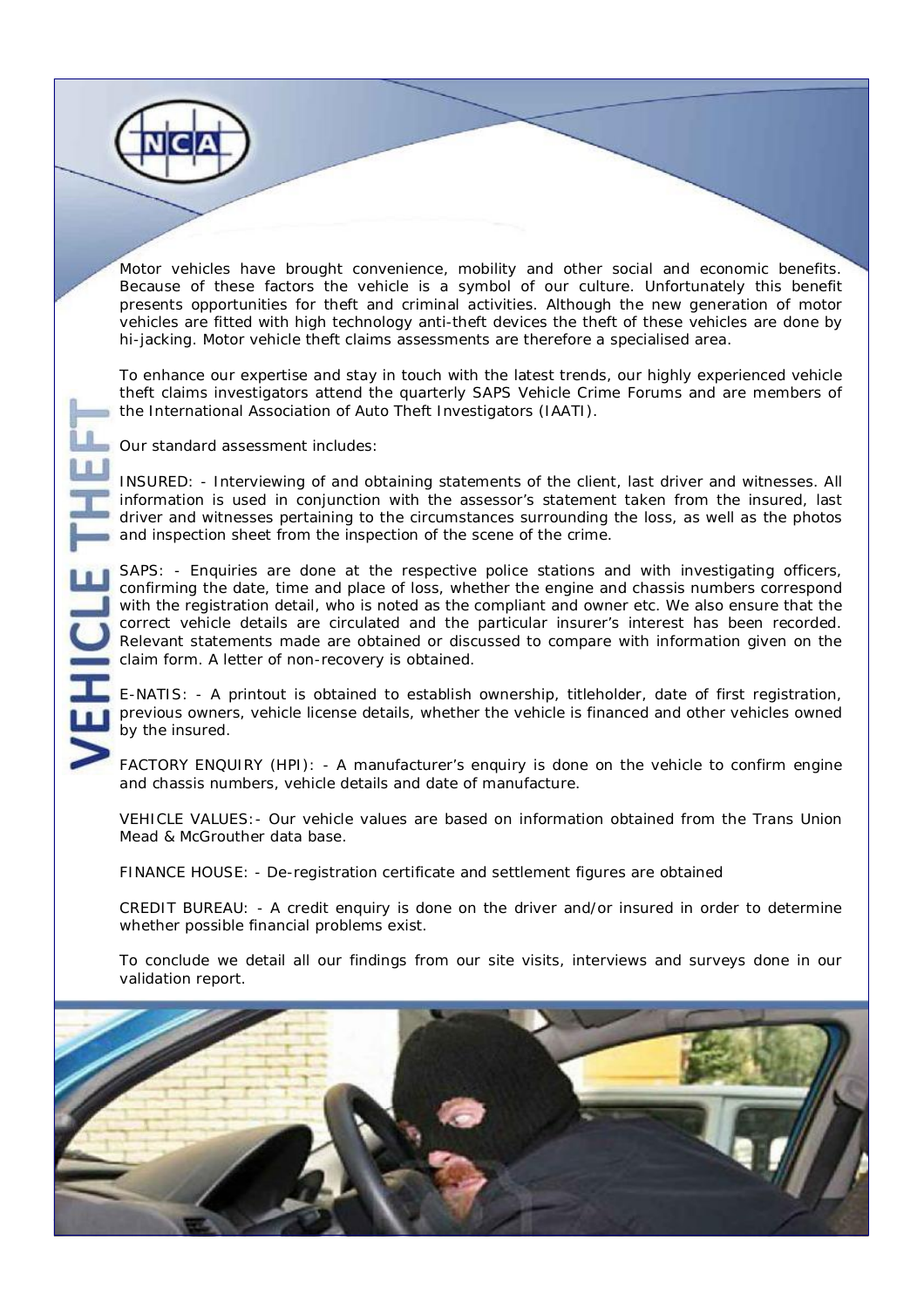# VEHICLE THEFT

Motor vehicles have brought convenience, mobility and other social and economic benefits. Because of these factors the vehicle is a symbol of our culture. Unfortunately this benefit presents opportunities for theft and criminal activities. Although the new generation of motor vehicles are fitted with high technology anti-theft devices the theft of these vehicles are done by hi-jacking. Motor vehicle theft claims assessments are therefore a specialised area.

To enhance our expertise and stay in touch with the latest trends, our highly experienced vehicle theft claims investigators attend the quarterly SAPS Vehicle Crime Forums and are members of the International Association of Auto Theft Investigators (IAATI).

Our standard assessment includes:

INSURED: - Interviewing of and obtaining statements of the client, last driver and witnesses. All information is used in conjunction with the assessor's statement taken from the insured, last driver and witnesses pertaining to the circumstances surrounding the loss, as well as the photos and inspection sheet from the inspection of the scene of the crime.

SAPS: - Enquiries are done at the respective police stations and with investigating officers, confirming the date, time and place of loss, whether the engine and chassis numbers correspond with the registration detail, who is noted as the compliant and owner etc. We also ensure that the correct vehicle details are circulated and the particular insurer's interest has been recorded. Relevant statements made are obtained or discussed to compare with information given on the claim form. A letter of non-recovery is obtained.

E-NATIS: - A printout is obtained to establish ownership, titleholder, date of first registration, previous owners, vehicle license details, whether the vehicle is financed and other vehicles owned by the insured.

FACTORY ENQUIRY (HPI): - A manufacturer's enquiry is done on the vehicle to confirm engine and chassis numbers, vehicle details and date of manufacture.

VEHICLE VALUES:- Our vehicle values are based on information obtained from the Trans Union Mead & McGrouther data base.

FINANCE HOUSE: - De-registration certificate and settlement figures are obtained

CREDIT BUREAU: - A credit enquiry is done on the driver and/or insured in order to determine whether possible financial problems exist.

To conclude we detail all our findings from our site visits, interviews and surveys done in our validation report.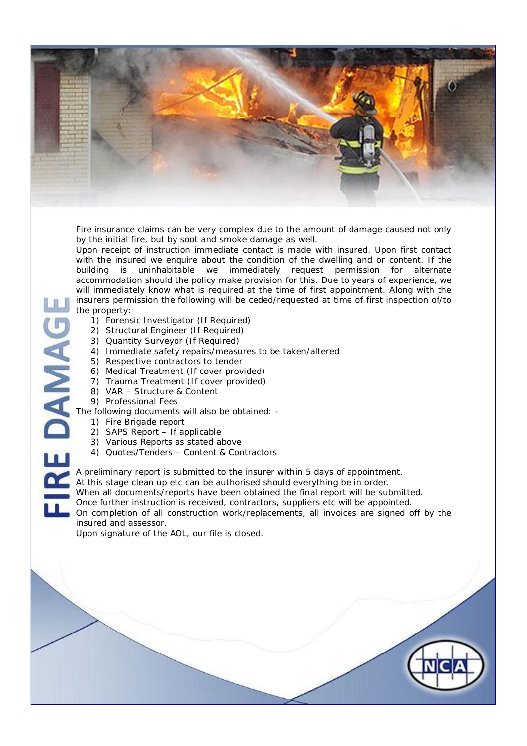# FIRE DAMAGE

Fire insurance claims can be very complex due to the amount of damage caused not only by the initial fire, but by soot and smoke damage as well.

Upon receipt of instruction immediate contact is made with insured. Upon first contact with the insured we enquire about the condition of the dwelling and or content. If the building is uninhabitable we immediately request permission for alternate accommodation should the policy make provision for this. Due to years of experience, we will immediately know what is required at the time of first appointment. Along with the insurers permission the following will be ceded/requested at time of first inspection of/to the property:

1) Forensic Investigator (If Required)
2) Structural Engineer (If Required)
3) Quantity Surveyor (If Required)
4) Immediate safety repairs/measures to be taken/altered
5) Respective contractors to tender
6) Medical Treatment (If cover provided)
7) Trauma Treatment (If cover provided)
8) VAR – Structure & Content
9) Professional Fees

The following documents will also be obtained: -

1) Fire Brigade report
2) SAPS Report – If applicable
3) Various Reports as stated above
4) Quotes/Tenders – Content & Contractors

A preliminary report is submitted to the insurer within 5 days of appointment.
At this stage clean up etc can be authorised should everything be in order.
When all documents/reports have been obtained the final report will be submitted.
Once further instruction is received, contractors, suppliers etc will be appointed.
On completion of all construction work/replacements, all invoices are signed off by the insured and assessor.
Upon signature of the AOL, our file is closed.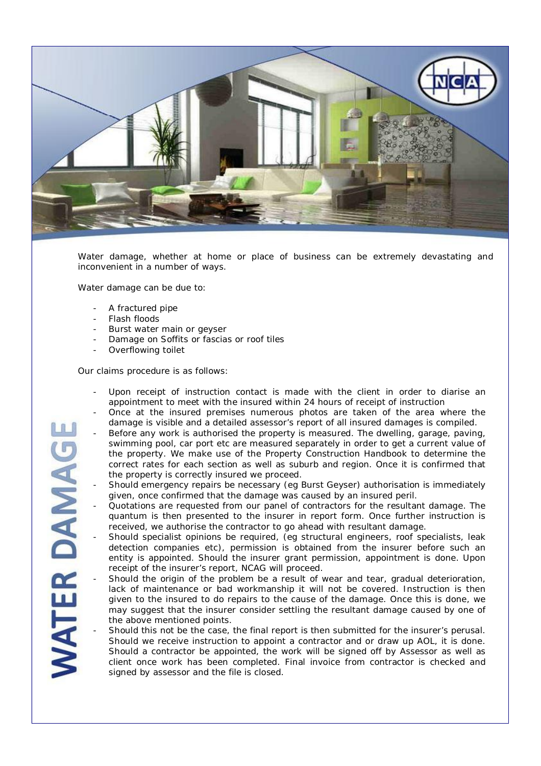# WATER DAMAGE

Water damage, whether at home or place of business can be extremely devastating and inconvenient in a number of ways.

Water damage can be due to:

- A fractured pipe
- Flash floods
- Burst water main or geyser
- Damage on Soffits or fascias or roof tiles
- Overflowing toilet

Our claims procedure is as follows:

- Upon receipt of instruction contact is made with the client in order to diarise an appointment to meet with the insured within 24 hours of receipt of instruction
- Once at the insured premises numerous photos are taken of the area where the damage is visible and a detailed assessor's report of all insured damages is compiled.
- Before any work is authorised the property is measured. The dwelling, garage, paving, swimming pool, car port etc are measured separately in order to get a current value of the property. We make use of the Property Construction Handbook to determine the correct rates for each section as well as suburb and region. Once it is confirmed that the property is correctly insured we proceed.
- Should emergency repairs be necessary (eg Burst Geyser) authorisation is immediately given, once confirmed that the damage was caused by an insured peril.
- Quotations are requested from our panel of contractors for the resultant damage. The quantum is then presented to the insurer in report form. Once further instruction is received, we authorise the contractor to go ahead with resultant damage.
- Should specialist opinions be required, (eg structural engineers, roof specialists, leak detection companies etc), permission is obtained from the insurer before such an entity is appointed. Should the insurer grant permission, appointment is done. Upon receipt of the insurer's report, NCAG will proceed.
- Should the origin of the problem be a result of wear and tear, gradual deterioration, lack of maintenance or bad workmanship it will not be covered. Instruction is then given to the insured to do repairs to the cause of the damage. Once this is done, we may suggest that the insurer consider settling the resultant damage caused by one of the above mentioned points.
- Should this not be the case, the final report is then submitted for the insurer's perusal. Should we receive instruction to appoint a contractor and or draw up AOL, it is done. Should a contractor be appointed, the work will be signed off by Assessor as well as client once work has been completed. Final invoice from contractor is checked and signed by assessor and the file is closed.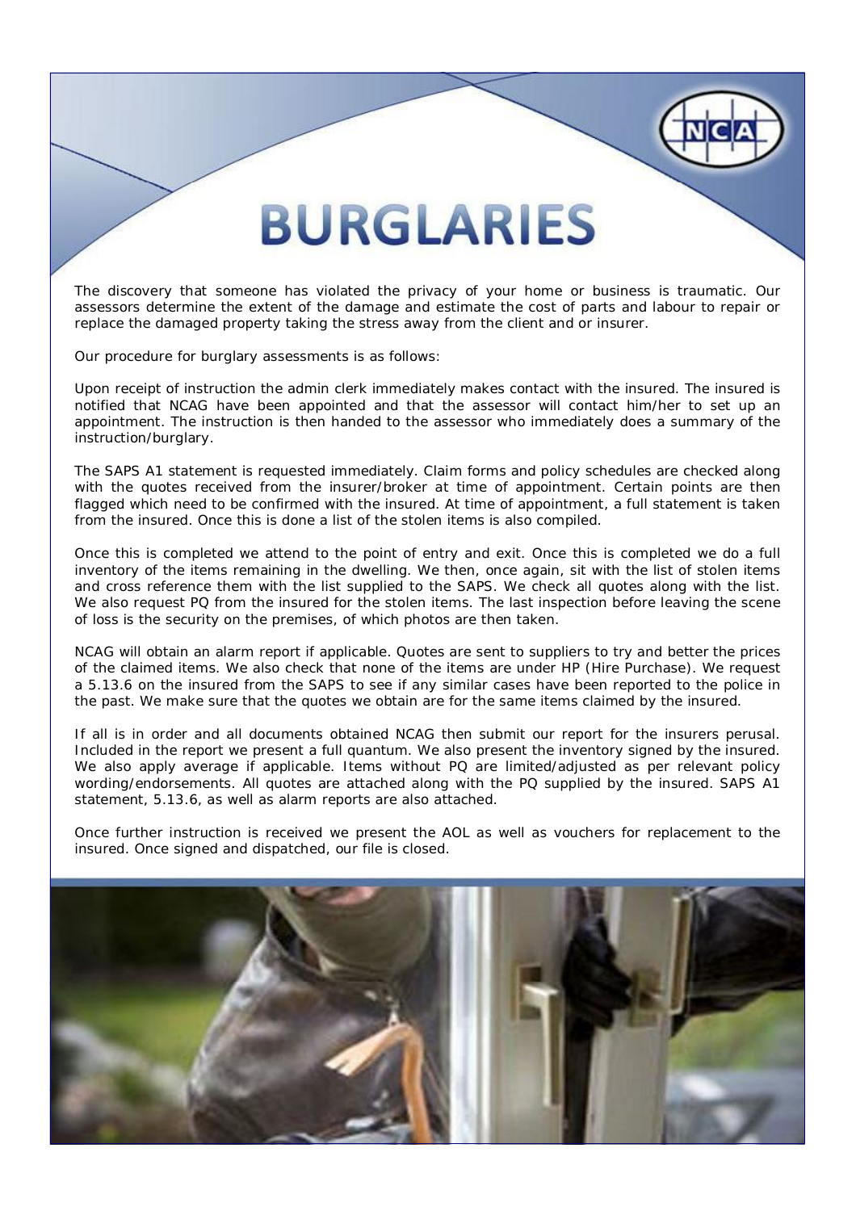# BURGLARIES

The discovery that someone has violated the privacy of your home or business is traumatic. Our assessors determine the extent of the damage and estimate the cost of parts and labour to repair or replace the damaged property taking the stress away from the client and or insurer.

Our procedure for burglary assessments is as follows:

Upon receipt of instruction the admin clerk immediately makes contact with the insured. The insured is notified that NCAG have been appointed and that the assessor will contact him/her to set up an appointment. The instruction is then handed to the assessor who immediately does a summary of the instruction/burglary.

The SAPS A1 statement is requested immediately. Claim forms and policy schedules are checked along with the quotes received from the insurer/broker at time of appointment. Certain points are then flagged which need to be confirmed with the insured. At time of appointment, a full statement is taken from the insured. Once this is done a list of the stolen items is also compiled.

Once this is completed we attend to the point of entry and exit. Once this is completed we do a full inventory of the items remaining in the dwelling. We then, once again, sit with the list of stolen items and cross reference them with the list supplied to the SAPS. We check all quotes along with the list. We also request PQ from the insured for the stolen items. The last inspection before leaving the scene of loss is the security on the premises, of which photos are then taken.

NCAG will obtain an alarm report if applicable. Quotes are sent to suppliers to try and better the prices of the claimed items. We also check that none of the items are under HP (Hire Purchase). We request a 5.13.6 on the insured from the SAPS to see if any similar cases have been reported to the police in the past. We make sure that the quotes we obtain are for the same items claimed by the insured.

If all is in order and all documents obtained NCAG then submit our report for the insurers perusal. Included in the report we present a full quantum. We also present the inventory signed by the insured. We also apply average if applicable. Items without PQ are limited/adjusted as per relevant policy wording/endorsements. All quotes are attached along with the PQ supplied by the insured. SAPS A1 statement, 5.13.6, as well as alarm reports are also attached.

Once further instruction is received we present the AOL as well as vouchers for replacement to the insured. Once signed and dispatched, our file is closed.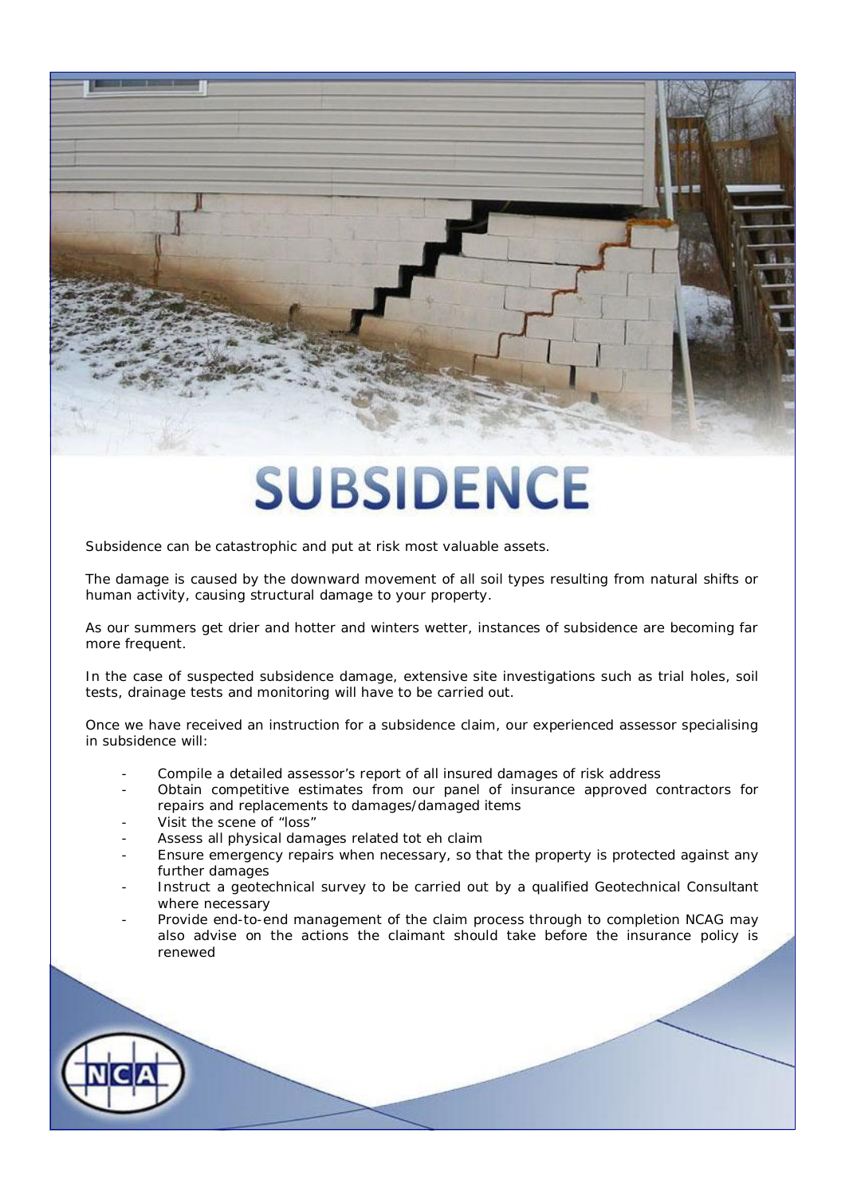# SUBSIDENCE

Subsidence can be catastrophic and put at risk most valuable assets.

The damage is caused by the downward movement of all soil types resulting from natural shifts or human activity, causing structural damage to your property.

As our summers get drier and hotter and winters wetter, instances of subsidence are becoming far more frequent.

In the case of suspected subsidence damage, extensive site investigations such as trial holes, soil tests, drainage tests and monitoring will have to be carried out.

Once we have received an instruction for a subsidence claim, our experienced assessor specialising in subsidence will:

- Compile a detailed assessor's report of all insured damages of risk address
- Obtain competitive estimates from our panel of insurance approved contractors for repairs and replacements to damages/damaged items
- Visit the scene of "loss"
- Assess all physical damages related tot eh claim
- Ensure emergency repairs when necessary, so that the property is protected against any further damages
- Instruct a geotechnical survey to be carried out by a qualified Geotechnical Consultant where necessary
- Provide end-to-end management of the claim process through to completion NCAG may also advise on the actions the claimant should take before the insurance policy is renewed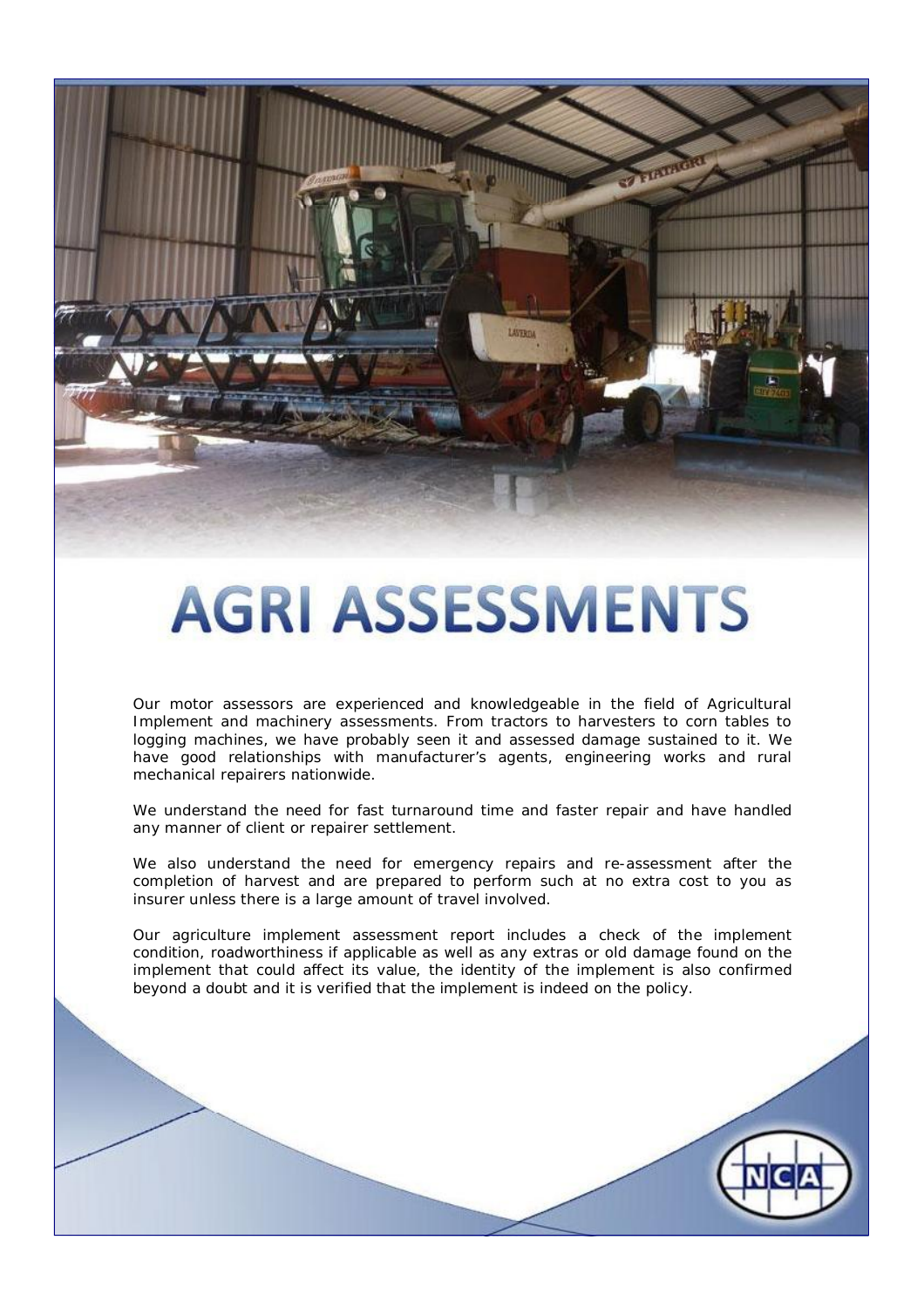# AGRI ASSESSMENTS

Our motor assessors are experienced and knowledgeable in the field of Agricultural Implement and machinery assessments. From tractors to harvesters to corn tables to logging machines, we have probably seen it and assessed damage sustained to it. We have good relationships with manufacturer's agents, engineering works and rural mechanical repairers nationwide.

We understand the need for fast turnaround time and faster repair and have handled any manner of client or repairer settlement.

We also understand the need for emergency repairs and re-assessment after the completion of harvest and are prepared to perform such at no extra cost to you as insurer unless there is a large amount of travel involved.

Our agriculture implement assessment report includes a check of the implement condition, roadworthiness if applicable as well as any extras or old damage found on the implement that could affect its value, the identity of the implement is also confirmed beyond a doubt and it is verified that the implement is indeed on the policy.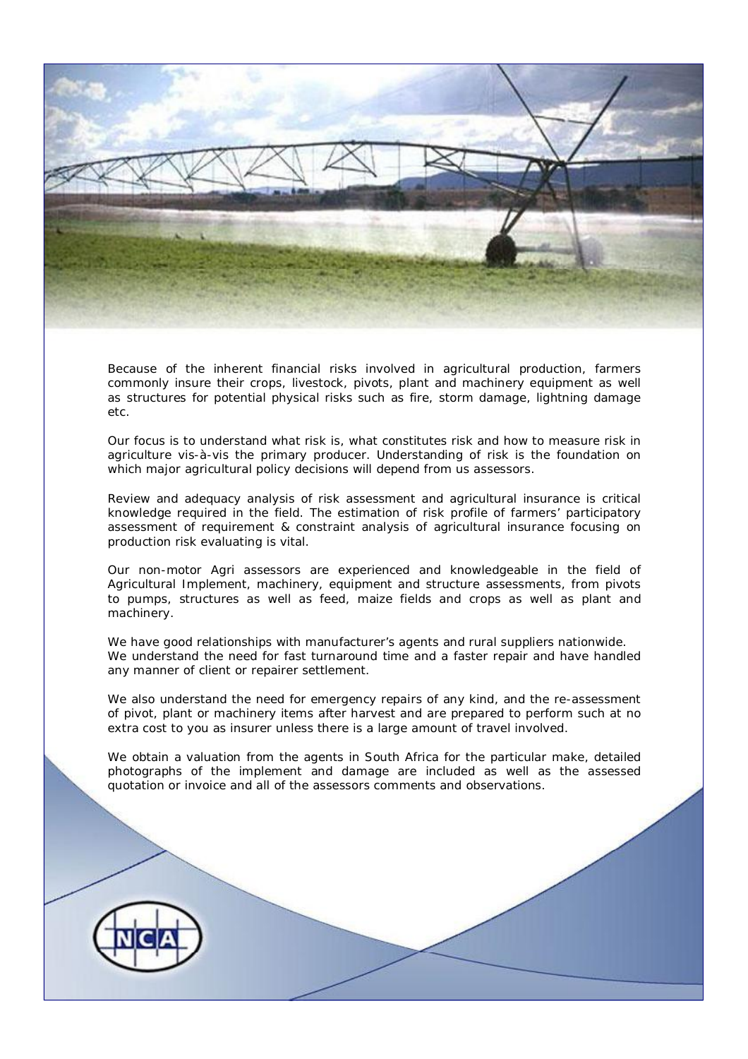Because of the inherent financial risks involved in agricultural production, farmers commonly insure their crops, livestock, pivots, plant and machinery equipment as well as structures for potential physical risks such as fire, storm damage, lightning damage etc.

Our focus is to understand what risk is, what constitutes risk and how to measure risk in agriculture vis-à-vis the primary producer. Understanding of risk is the foundation on which major agricultural policy decisions will depend from us assessors.

Review and adequacy analysis of risk assessment and agricultural insurance is critical knowledge required in the field. The estimation of risk profile of farmers' participatory assessment of requirement & constraint analysis of agricultural insurance focusing on production risk evaluating is vital.

Our non-motor Agri assessors are experienced and knowledgeable in the field of Agricultural Implement, machinery, equipment and structure assessments, from pivots to pumps, structures as well as feed, maize fields and crops as well as plant and machinery.

We have good relationships with manufacturer's agents and rural suppliers nationwide.
We understand the need for fast turnaround time and a faster repair and have handled any manner of client or repairer settlement.

We also understand the need for emergency repairs of any kind, and the re-assessment of pivot, plant or machinery items after harvest and are prepared to perform such at no extra cost to you as insurer unless there is a large amount of travel involved.

We obtain a valuation from the agents in South Africa for the particular make, detailed photographs of the implement and damage are included as well as the assessed quotation or invoice and all of the assessors comments and observations.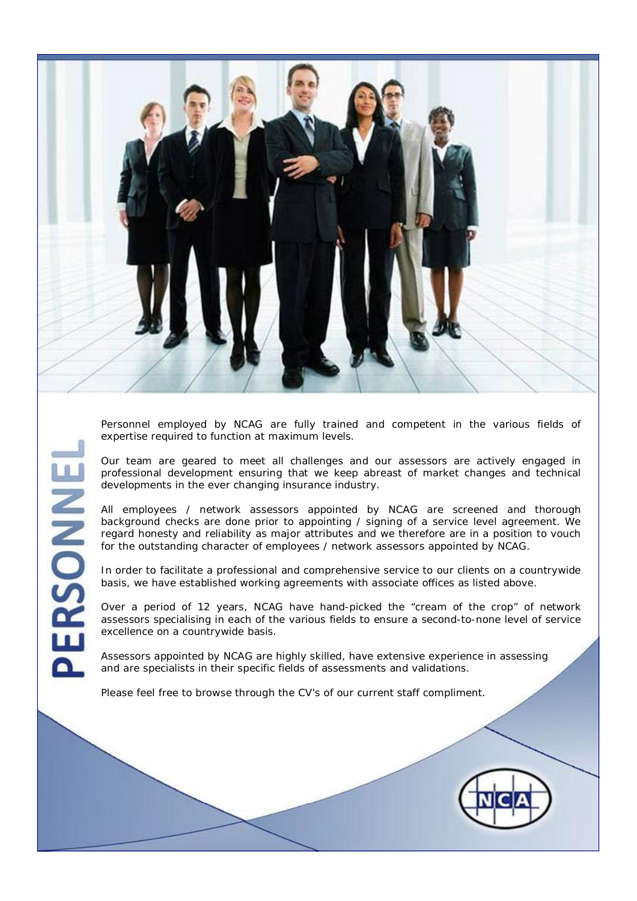# PERSONNEL

Personnel employed by NCAG are fully trained and competent in the various fields of expertise required to function at maximum levels.

Our team are geared to meet all challenges and our assessors are actively engaged in professional development ensuring that we keep abreast of market changes and technical developments in the ever changing insurance industry.

All employees / network assessors appointed by NCAG are screened and thorough background checks are done prior to appointing / signing of a service level agreement. We regard honesty and reliability as major attributes and we therefore are in a position to vouch for the outstanding character of employees / network assessors appointed by NCAG.

In order to facilitate a professional and comprehensive service to our clients on a countrywide basis, we have established working agreements with associate offices as listed above.

Over a period of 12 years, NCAG have hand-picked the "cream of the crop" of network assessors specialising in each of the various fields to ensure a second-to-none level of service excellence on a countrywide basis.

Assessors appointed by NCAG are highly skilled, have extensive experience in assessing and are specialists in their specific fields of assessments and validations.

Please feel free to browse through the CV's of our current staff compliment.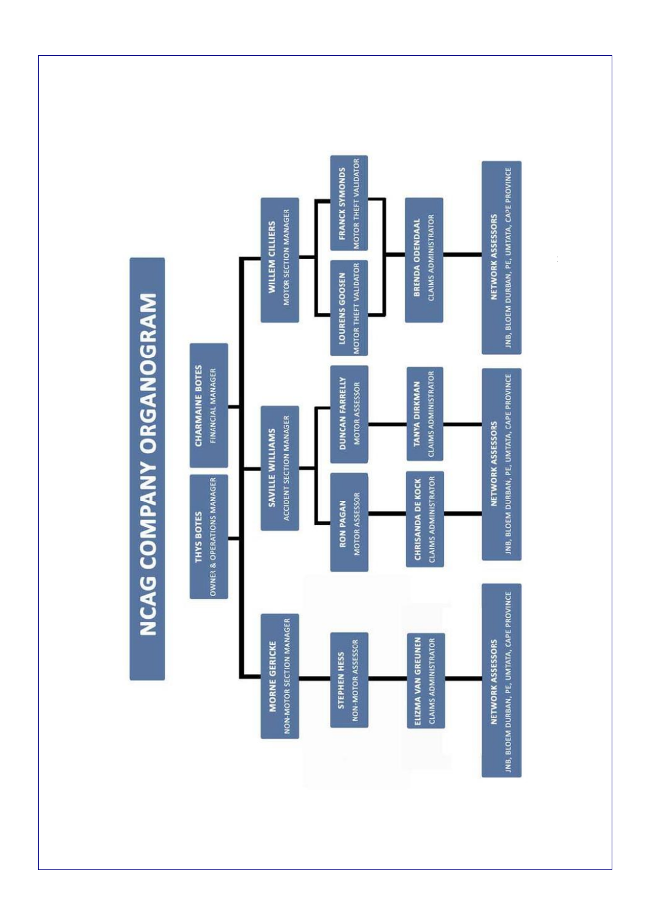# NCAG COMPANY ORGANOGRAM

**THYS BOTES**
OWNER & OPERATIONS MANAGER

**CHARMAINE BOTES**
FINANCIAL MANAGER

**MORNE GERICKE**
NON-MOTOR SECTION MANAGER

**STEPHEN HESS**
NON-MOTOR ASSESSOR

**ELIZMA VAN GREUNEN**
CLAIMS ADMINISTRATOR

**NETWORK ASSESSORS**
JNB, BLOEM DURBAN, PE, UMTATA, CAPE PROVINCE

**SAVILLE WILLIAMS**
ACCIDENT SECTION MANAGER

**RON PAGAN**
MOTOR ASSESSOR

**CHRISANDA DE KOCK**
CLAIMS ADMINISTRATOR

**DUNCAN FARRELLY**
MOTOR ASSESSOR

**TANYA DIRKMAN**
CLAIMS ADMINISTRATOR

**NETWORK ASSESSORS**
JNB, BLOEM DURBAN, PE, UMTATA, CAPE PROVINCE

**WILLEM CILLIERS**
MOTOR SECTION MANAGER

**LOURENS GOOSEN**
MOTOR THEFT VALIDATOR

**FRANCK SYMONDS**
MOTOR THEFT VALIDATOR

**BRENDA ODENDAAL**
CLAIMS ADMINISTRATOR

**NETWORK ASSESSORS**
JNB, BLOEM DURBAN, PE, UMTATA, CAPE PROVINCE